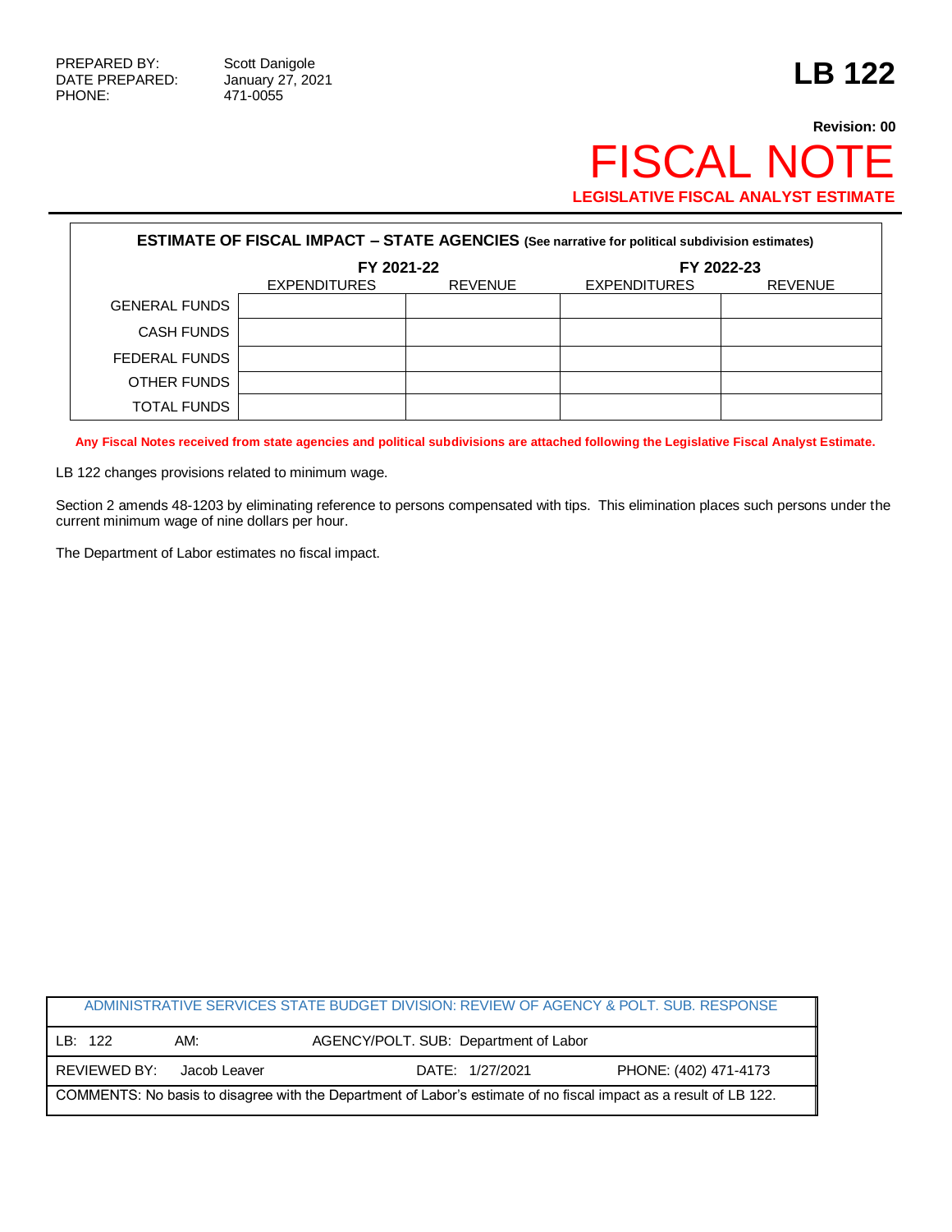PREPARED BY: Scott Danigole
DATE PREPARED: January 27, 2021
PHONE: 471-0055

# LB 122

**Revision: 00**

# FISCAL NOTE

**LEGISLATIVE FISCAL ANALYST ESTIMATE**

| **ESTIMATE OF FISCAL IMPACT – STATE AGENCIES** (See narrative for political subdivision estimates) | | | | |
|---|---|---|---|---|
| | **FY 2021-22** | | **FY 2022-23** | |
| | EXPENDITURES | REVENUE | EXPENDITURES | REVENUE |
| GENERAL FUNDS | | | | |
| CASH FUNDS | | | | |
| FEDERAL FUNDS | | | | |
| OTHER FUNDS | | | | |
| TOTAL FUNDS | | | | |

**Any Fiscal Notes received from state agencies and political subdivisions are attached following the Legislative Fiscal Analyst Estimate.**

LB 122 changes provisions related to minimum wage.

Section 2 amends 48-1203 by eliminating reference to persons compensated with tips. This elimination places such persons under the current minimum wage of nine dollars per hour.

The Department of Labor estimates no fiscal impact.

| ADMINISTRATIVE SERVICES STATE BUDGET DIVISION: REVIEW OF AGENCY & POLT. SUB. RESPONSE | | | |
|---|---|---|---|
| LB: 122 | AM: | AGENCY/POLT. SUB: Department of Labor | |
| REVIEWED BY: Jacob Leaver | | DATE: 1/27/2021 | PHONE: (402) 471-4173 |
| COMMENTS: No basis to disagree with the Department of Labor's estimate of no fiscal impact as a result of LB 122. | | | |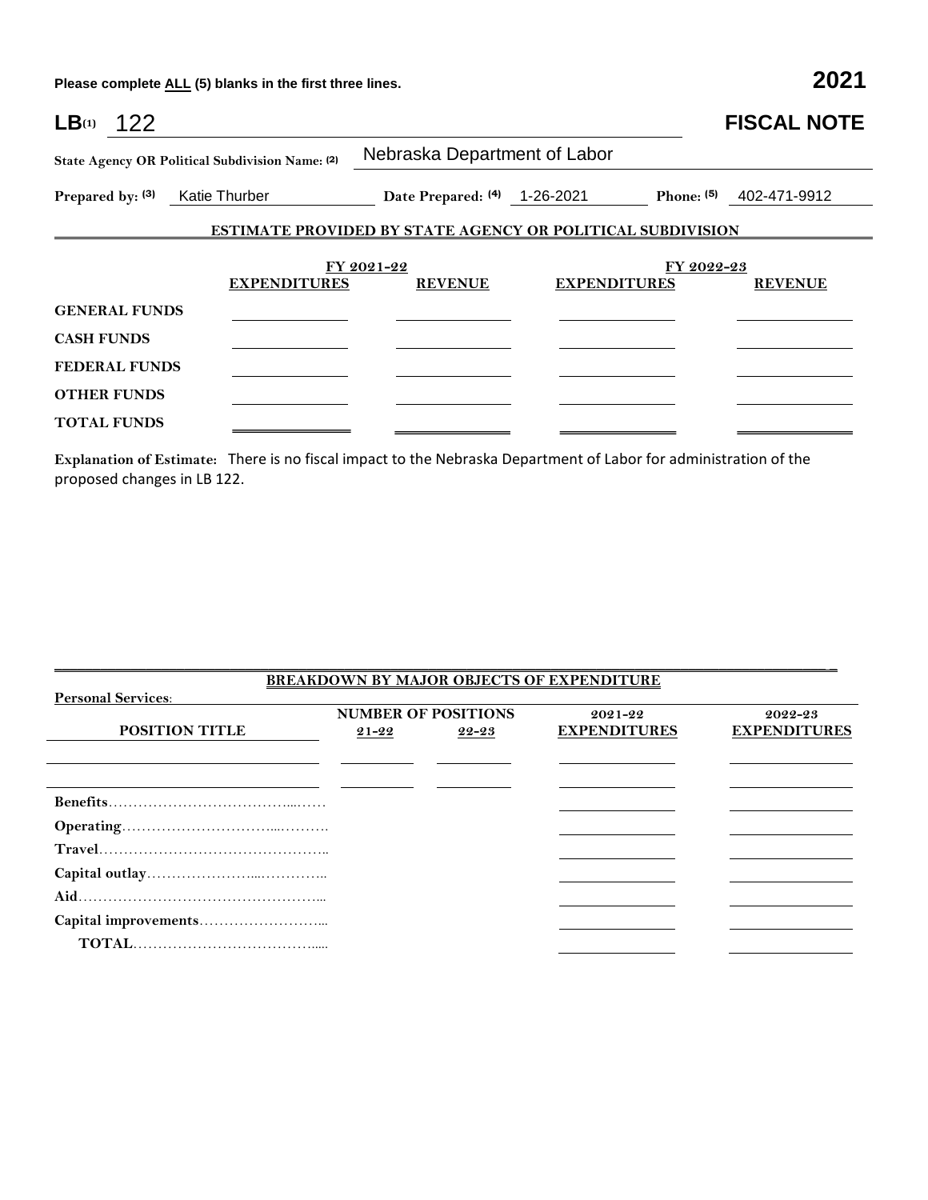Please complete ALL (5) blanks in the first three lines. **2021**

**LB**(1) 122

# FISCAL NOTE

**State Agency OR Political Subdivision Name:** (2) Nebraska Department of Labor

**Prepared by:** (3) Katie Thurber **Date Prepared:** (4) 1-26-2021 **Phone:** (5) 402-471-9912

**ESTIMATE PROVIDED BY STATE AGENCY OR POLITICAL SUBDIVISION**

| | FY 2021-22 | | FY 2022-23 | |
|---|---|---|---|---|
| | **EXPENDITURES** | **REVENUE** | **EXPENDITURES** | **REVENUE** |
| **GENERAL FUNDS** | | | | |
| **CASH FUNDS** | | | | |
| **FEDERAL FUNDS** | | | | |
| **OTHER FUNDS** | | | | |
| **TOTAL FUNDS** | | | | |

**Explanation of Estimate:** There is no fiscal impact to the Nebraska Department of Labor for administration of the proposed changes in LB 122.

**BREAKDOWN BY MAJOR OBJECTS OF EXPENDITURE**

**Personal Services:**

| | NUMBER OF POSITIONS | | 2021-22 | 2022-23 |
|---|---|---|---|---|
| **POSITION TITLE** | **21-22** | **22-23** | **EXPENDITURES** | **EXPENDITURES** |
| | | | | |
| | | | | |
| **Benefits** | | | | |
| **Operating** | | | | |
| **Travel** | | | | |
| **Capital outlay** | | | | |
| **Aid** | | | | |
| **Capital improvements** | | | | |
| **TOTAL** | | | | |